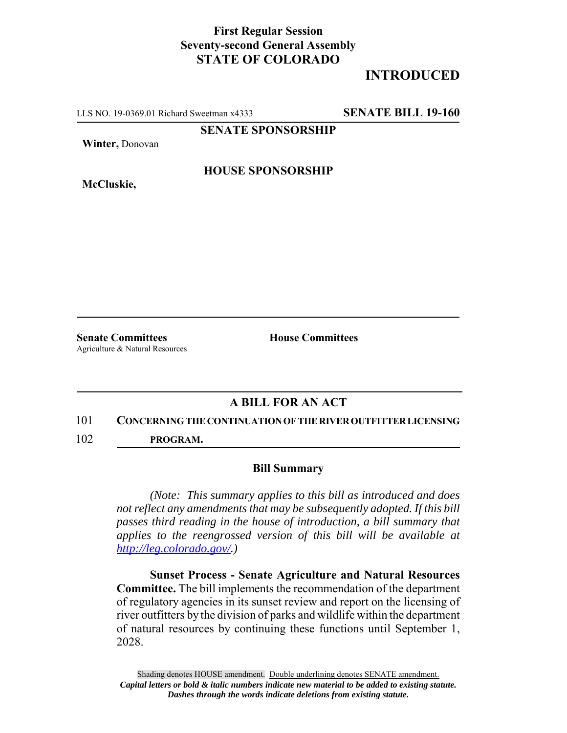**First Regular Session**
**Seventy-second General Assembly**
**STATE OF COLORADO**

# INTRODUCTED

LLS NO. 19-0369.01 Richard Sweetman x4333 **SENATE BILL 19-160**

**SENATE SPONSORSHIP**

**Winter,** Donovan

**HOUSE SPONSORSHIP**

**McCluskie,**

**Senate Committees**
Agriculture & Natural Resources

**House Committees**

## A BILL FOR AN ACT

101 **CONCERNING THE CONTINUATION OF THE RIVER OUTFITTER LICENSING**
102 **PROGRAM.**

### Bill Summary

*(Note: This summary applies to this bill as introduced and does not reflect any amendments that may be subsequently adopted. If this bill passes third reading in the house of introduction, a bill summary that applies to the reengrossed version of this bill will be available at http://leg.colorado.gov/.)*

**Sunset Process - Senate Agriculture and Natural Resources Committee.** The bill implements the recommendation of the department of regulatory agencies in its sunset review and report on the licensing of river outfitters by the division of parks and wildlife within the department of natural resources by continuing these functions until September 1, 2028.

Shading denotes HOUSE amendment. Double underlining denotes SENATE amendment.
***Capital letters or bold & italic numbers indicate new material to be added to existing statute.***
***Dashes through the words indicate deletions from existing statute.***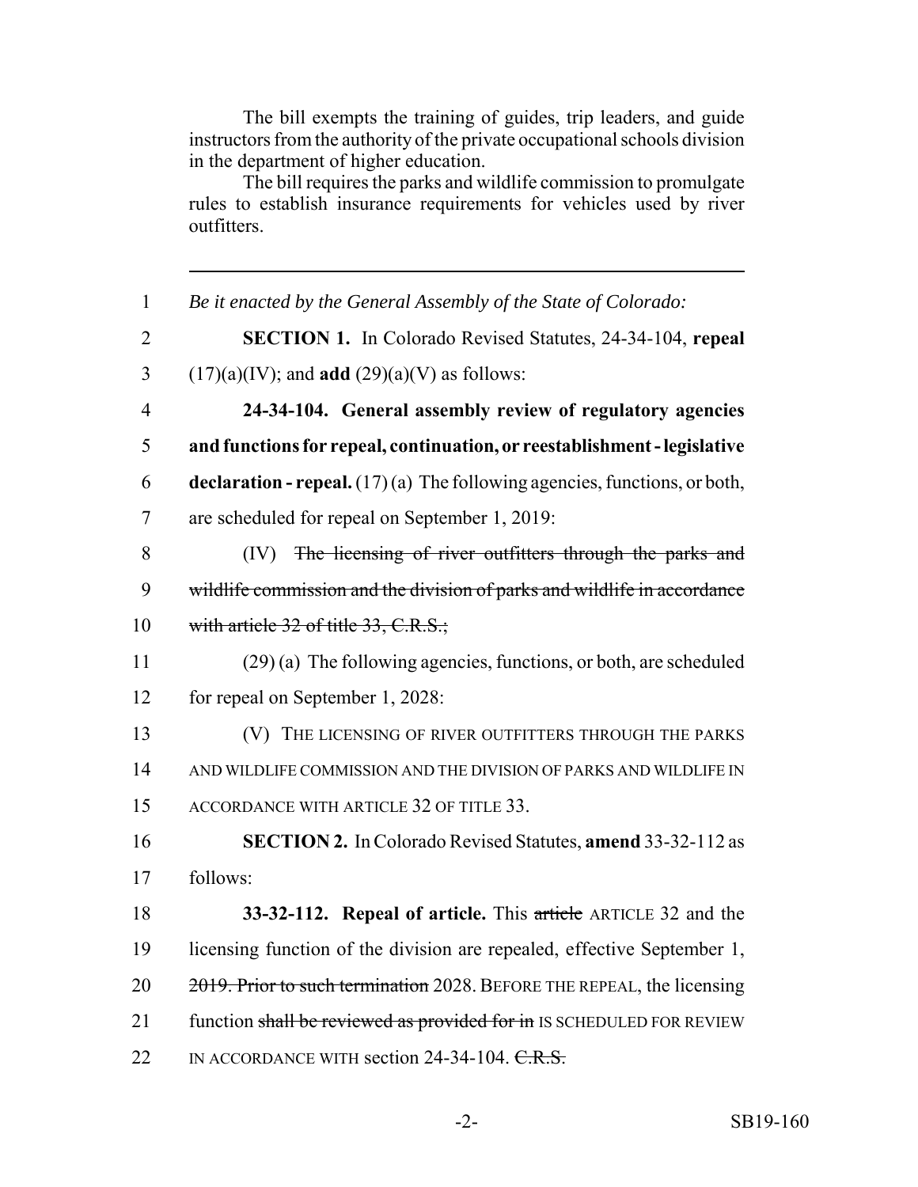The bill exempts the training of guides, trip leaders, and guide instructors from the authority of the private occupational schools division in the department of higher education.

The bill requires the parks and wildlife commission to promulgate rules to establish insurance requirements for vehicles used by river outfitters.

---

1 *Be it enacted by the General Assembly of the State of Colorado:*

2 **SECTION 1.** In Colorado Revised Statutes, 24-34-104, **repeal**
3 (17)(a)(IV); and **add** (29)(a)(V) as follows:

4 **24-34-104. General assembly review of regulatory agencies**
5 **and functions for repeal, continuation, or reestablishment - legislative**
6 **declaration - repeal.** (17) (a) The following agencies, functions, or both,
7 are scheduled for repeal on September 1, 2019:

8 (IV) ~~The licensing of river outfitters through the parks and~~
9 ~~wildlife commission and the division of parks and wildlife in accordance~~
10 ~~with article 32 of title 33, C.R.S.;~~

11 (29) (a) The following agencies, functions, or both, are scheduled
12 for repeal on September 1, 2028:

13 (V) THE LICENSING OF RIVER OUTFITTERS THROUGH THE PARKS
14 AND WILDLIFE COMMISSION AND THE DIVISION OF PARKS AND WILDLIFE IN
15 ACCORDANCE WITH ARTICLE 32 OF TITLE 33.

16 **SECTION 2.** In Colorado Revised Statutes, **amend** 33-32-112 as
17 follows:

18 **33-32-112. Repeal of article.** This ~~article~~ ARTICLE 32 and the
19 licensing function of the division are repealed, effective September 1,
20 ~~2019. Prior to such termination~~ 2028. BEFORE THE REPEAL, the licensing
21 function ~~shall be reviewed as provided for in~~ IS SCHEDULED FOR REVIEW
22 IN ACCORDANCE WITH section 24-34-104. ~~C.R.S.~~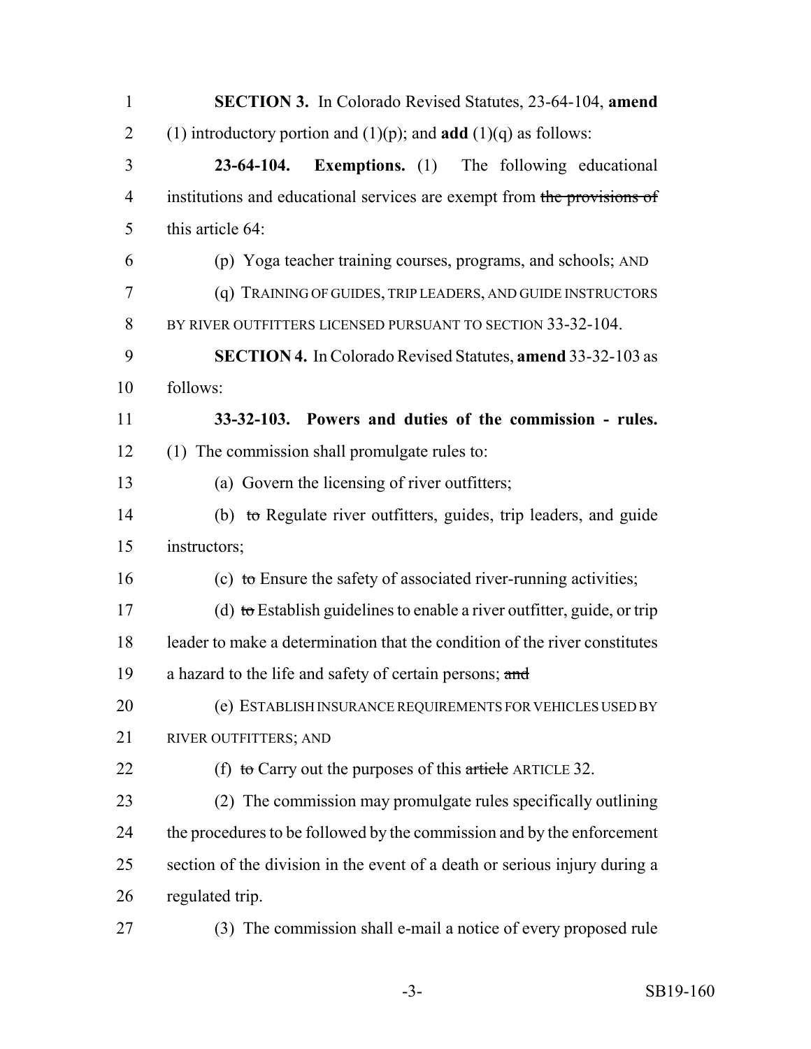**SECTION 3.** In Colorado Revised Statutes, 23-64-104, **amend** (1) introductory portion and (1)(p); and **add** (1)(q) as follows:

**23-64-104. Exemptions.** (1) The following educational institutions and educational services are exempt from ~~the provisions of~~ this article 64:

(p) Yoga teacher training courses, programs, and schools; AND

(q) TRAINING OF GUIDES, TRIP LEADERS, AND GUIDE INSTRUCTORS BY RIVER OUTFITTERS LICENSED PURSUANT TO SECTION 33-32-104.

**SECTION 4.** In Colorado Revised Statutes, **amend** 33-32-103 as follows:

**33-32-103. Powers and duties of the commission - rules.** (1) The commission shall promulgate rules to:

(a) Govern the licensing of river outfitters;

(b) ~~to~~ Regulate river outfitters, guides, trip leaders, and guide instructors;

(c) ~~to~~ Ensure the safety of associated river-running activities;

(d) ~~to~~ Establish guidelines to enable a river outfitter, guide, or trip leader to make a determination that the condition of the river constitutes a hazard to the life and safety of certain persons; ~~and~~

(e) ESTABLISH INSURANCE REQUIREMENTS FOR VEHICLES USED BY RIVER OUTFITTERS; AND

(f) ~~to~~ Carry out the purposes of this ~~article~~ ARTICLE 32.

(2) The commission may promulgate rules specifically outlining the procedures to be followed by the commission and by the enforcement section of the division in the event of a death or serious injury during a regulated trip.

(3) The commission shall e-mail a notice of every proposed rule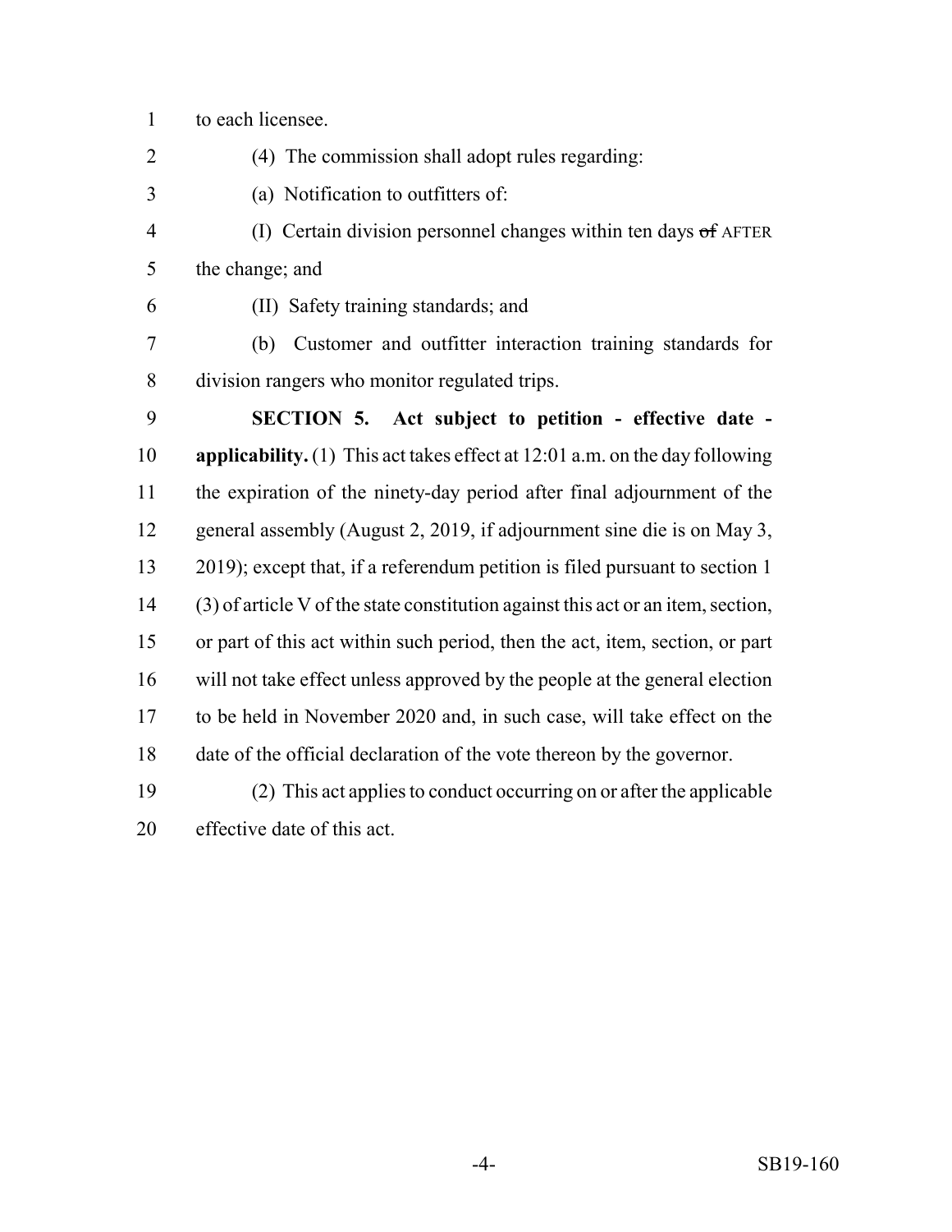to each licensee.

(4) The commission shall adopt rules regarding:

(a) Notification to outfitters of:

(I) Certain division personnel changes within ten days ~~of~~ AFTER the change; and

(II) Safety training standards; and

(b) Customer and outfitter interaction training standards for division rangers who monitor regulated trips.

**SECTION 5. Act subject to petition - effective date - applicability.** (1) This act takes effect at 12:01 a.m. on the day following the expiration of the ninety-day period after final adjournment of the general assembly (August 2, 2019, if adjournment sine die is on May 3, 2019); except that, if a referendum petition is filed pursuant to section 1 (3) of article V of the state constitution against this act or an item, section, or part of this act within such period, then the act, item, section, or part will not take effect unless approved by the people at the general election to be held in November 2020 and, in such case, will take effect on the date of the official declaration of the vote thereon by the governor.

(2) This act applies to conduct occurring on or after the applicable effective date of this act.